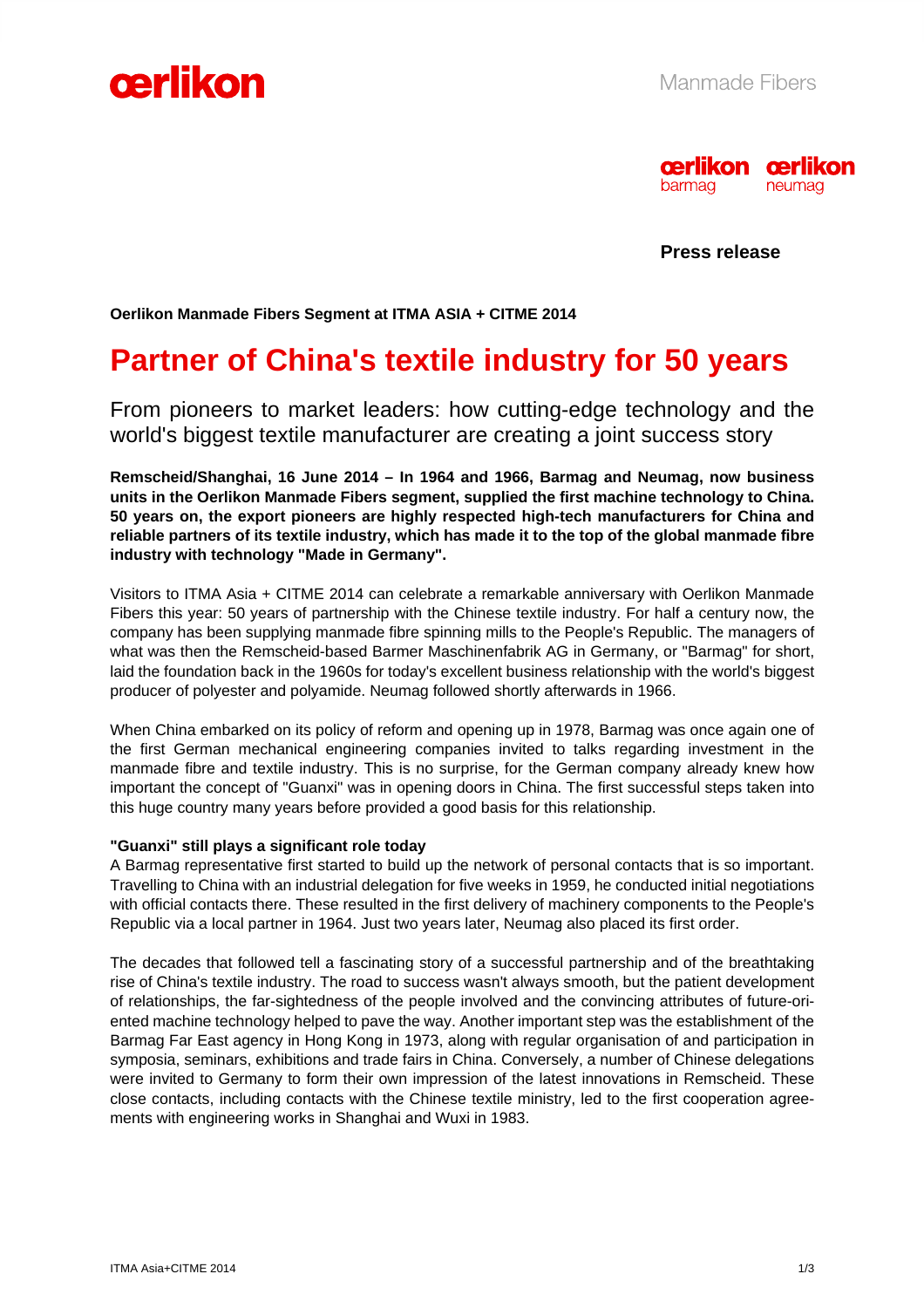oerlikon

Manmade Fibers

oerlikon barmag oerlikon neumag

**Press release**

**Oerlikon Manmade Fibers Segment at ITMA ASIA + CITME 2014**

# Partner of China's textile industry for 50 years

## From pioneers to market leaders: how cutting-edge technology and the world's biggest textile manufacturer are creating a joint success story

**Remscheid/Shanghai, 16 June 2014 – In 1964 and 1966, Barmag and Neumag, now business units in the Oerlikon Manmade Fibers segment, supplied the first machine technology to China. 50 years on, the export pioneers are highly respected high-tech manufacturers for China and reliable partners of its textile industry, which has made it to the top of the global manmade fibre industry with technology "Made in Germany".**

Visitors to ITMA Asia + CITME 2014 can celebrate a remarkable anniversary with Oerlikon Manmade Fibers this year: 50 years of partnership with the Chinese textile industry. For half a century now, the company has been supplying manmade fibre spinning mills to the People's Republic. The managers of what was then the Remscheid-based Barmer Maschinenfabrik AG in Germany, or "Barmag" for short, laid the foundation back in the 1960s for today's excellent business relationship with the world's biggest producer of polyester and polyamide. Neumag followed shortly afterwards in 1966.

When China embarked on its policy of reform and opening up in 1978, Barmag was once again one of the first German mechanical engineering companies invited to talks regarding investment in the manmade fibre and textile industry. This is no surprise, for the German company already knew how important the concept of "Guanxi" was in opening doors in China. The first successful steps taken into this huge country many years before provided a good basis for this relationship.

**"Guanxi" still plays a significant role today**

A Barmag representative first started to build up the network of personal contacts that is so important. Travelling to China with an industrial delegation for five weeks in 1959, he conducted initial negotiations with official contacts there. These resulted in the first delivery of machinery components to the People's Republic via a local partner in 1964. Just two years later, Neumag also placed its first order.

The decades that followed tell a fascinating story of a successful partnership and of the breathtaking rise of China's textile industry. The road to success wasn't always smooth, but the patient development of relationships, the far-sightedness of the people involved and the convincing attributes of future-oriented machine technology helped to pave the way. Another important step was the establishment of the Barmag Far East agency in Hong Kong in 1973, along with regular organisation of and participation in symposia, seminars, exhibitions and trade fairs in China. Conversely, a number of Chinese delegations were invited to Germany to form their own impression of the latest innovations in Remscheid. These close contacts, including contacts with the Chinese textile ministry, led to the first cooperation agreements with engineering works in Shanghai and Wuxi in 1983.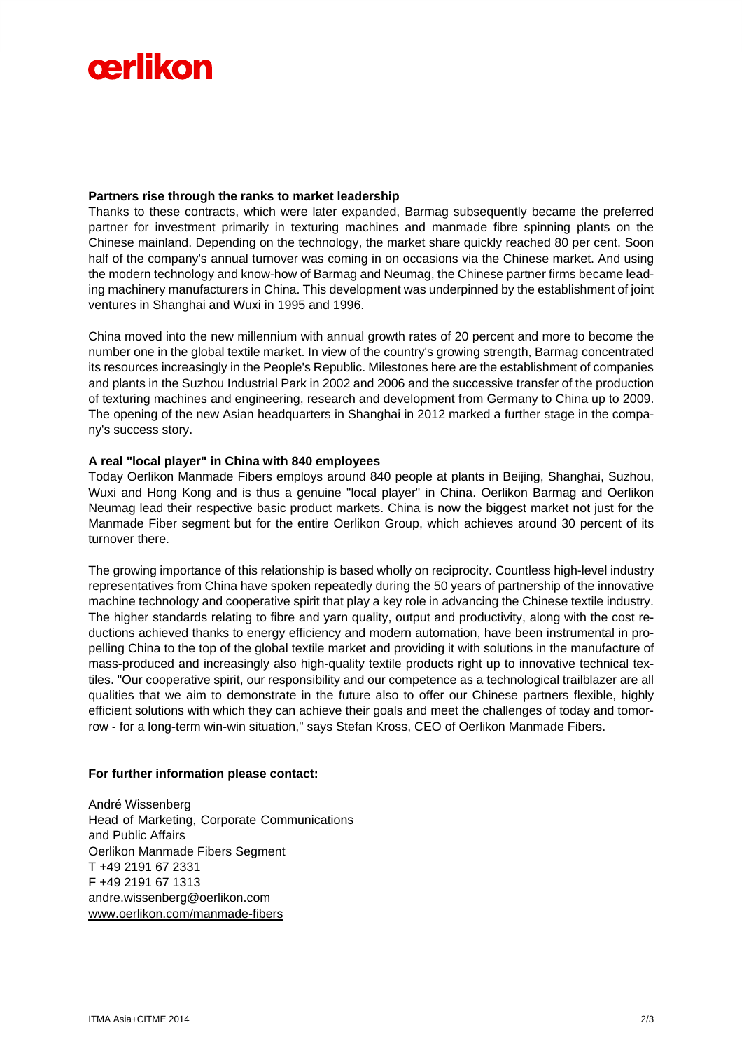**Partners rise through the ranks to market leadership**

Thanks to these contracts, which were later expanded, Barmag subsequently became the preferred partner for investment primarily in texturing machines and manmade fibre spinning plants on the Chinese mainland. Depending on the technology, the market share quickly reached 80 per cent. Soon half of the company's annual turnover was coming in on occasions via the Chinese market. And using the modern technology and know-how of Barmag and Neumag, the Chinese partner firms became leading machinery manufacturers in China. This development was underpinned by the establishment of joint ventures in Shanghai and Wuxi in 1995 and 1996.

China moved into the new millennium with annual growth rates of 20 percent and more to become the number one in the global textile market. In view of the country's growing strength, Barmag concentrated its resources increasingly in the People's Republic. Milestones here are the establishment of companies and plants in the Suzhou Industrial Park in 2002 and 2006 and the successive transfer of the production of texturing machines and engineering, research and development from Germany to China up to 2009. The opening of the new Asian headquarters in Shanghai in 2012 marked a further stage in the company's success story.

**A real "local player" in China with 840 employees**

Today Oerlikon Manmade Fibers employs around 840 people at plants in Beijing, Shanghai, Suzhou, Wuxi and Hong Kong and is thus a genuine "local player" in China. Oerlikon Barmag and Oerlikon Neumag lead their respective basic product markets. China is now the biggest market not just for the Manmade Fiber segment but for the entire Oerlikon Group, which achieves around 30 percent of its turnover there.

The growing importance of this relationship is based wholly on reciprocity. Countless high-level industry representatives from China have spoken repeatedly during the 50 years of partnership of the innovative machine technology and cooperative spirit that play a key role in advancing the Chinese textile industry. The higher standards relating to fibre and yarn quality, output and productivity, along with the cost reductions achieved thanks to energy efficiency and modern automation, have been instrumental in propelling China to the top of the global textile market and providing it with solutions in the manufacture of mass-produced and increasingly also high-quality textile products right up to innovative technical textiles. "Our cooperative spirit, our responsibility and our competence as a technological trailblazer are all qualities that we aim to demonstrate in the future also to offer our Chinese partners flexible, highly efficient solutions with which they can achieve their goals and meet the challenges of today and tomorrow - for a long-term win-win situation," says Stefan Kross, CEO of Oerlikon Manmade Fibers.

**For further information please contact:**

André Wissenberg
Head of Marketing, Corporate Communications
and Public Affairs
Oerlikon Manmade Fibers Segment
T +49 2191 67 2331
F +49 2191 67 1313
andre.wissenberg@oerlikon.com
www.oerlikon.com/manmade-fibers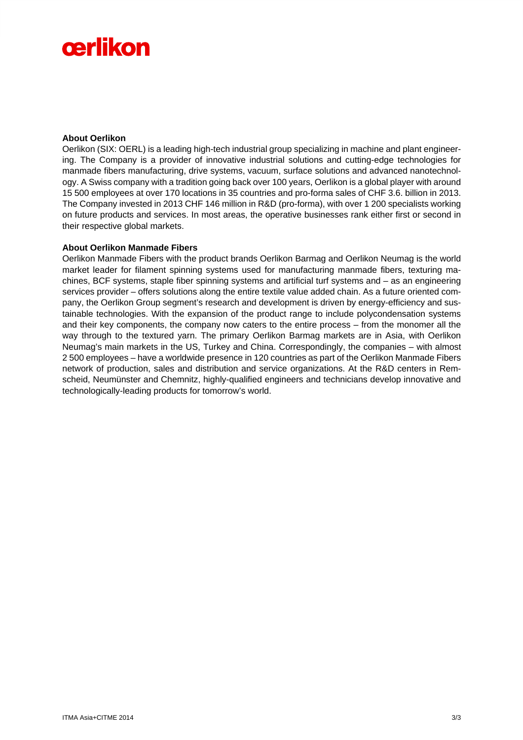**About Oerlikon**

Oerlikon (SIX: OERL) is a leading high-tech industrial group specializing in machine and plant engineering. The Company is a provider of innovative industrial solutions and cutting-edge technologies for manmade fibers manufacturing, drive systems, vacuum, surface solutions and advanced nanotechnology. A Swiss company with a tradition going back over 100 years, Oerlikon is a global player with around 15 500 employees at over 170 locations in 35 countries and pro-forma sales of CHF 3.6. billion in 2013. The Company invested in 2013 CHF 146 million in R&D (pro-forma), with over 1 200 specialists working on future products and services. In most areas, the operative businesses rank either first or second in their respective global markets.

**About Oerlikon Manmade Fibers**

Oerlikon Manmade Fibers with the product brands Oerlikon Barmag and Oerlikon Neumag is the world market leader for filament spinning systems used for manufacturing manmade fibers, texturing machines, BCF systems, staple fiber spinning systems and artificial turf systems and – as an engineering services provider – offers solutions along the entire textile value added chain. As a future oriented company, the Oerlikon Group segment's research and development is driven by energy-efficiency and sustainable technologies. With the expansion of the product range to include polycondensation systems and their key components, the company now caters to the entire process – from the monomer all the way through to the textured yarn. The primary Oerlikon Barmag markets are in Asia, with Oerlikon Neumag's main markets in the US, Turkey and China. Correspondingly, the companies – with almost 2 500 employees – have a worldwide presence in 120 countries as part of the Oerlikon Manmade Fibers network of production, sales and distribution and service organizations. At the R&D centers in Remscheid, Neumünster and Chemnitz, highly-qualified engineers and technicians develop innovative and technologically-leading products for tomorrow's world.